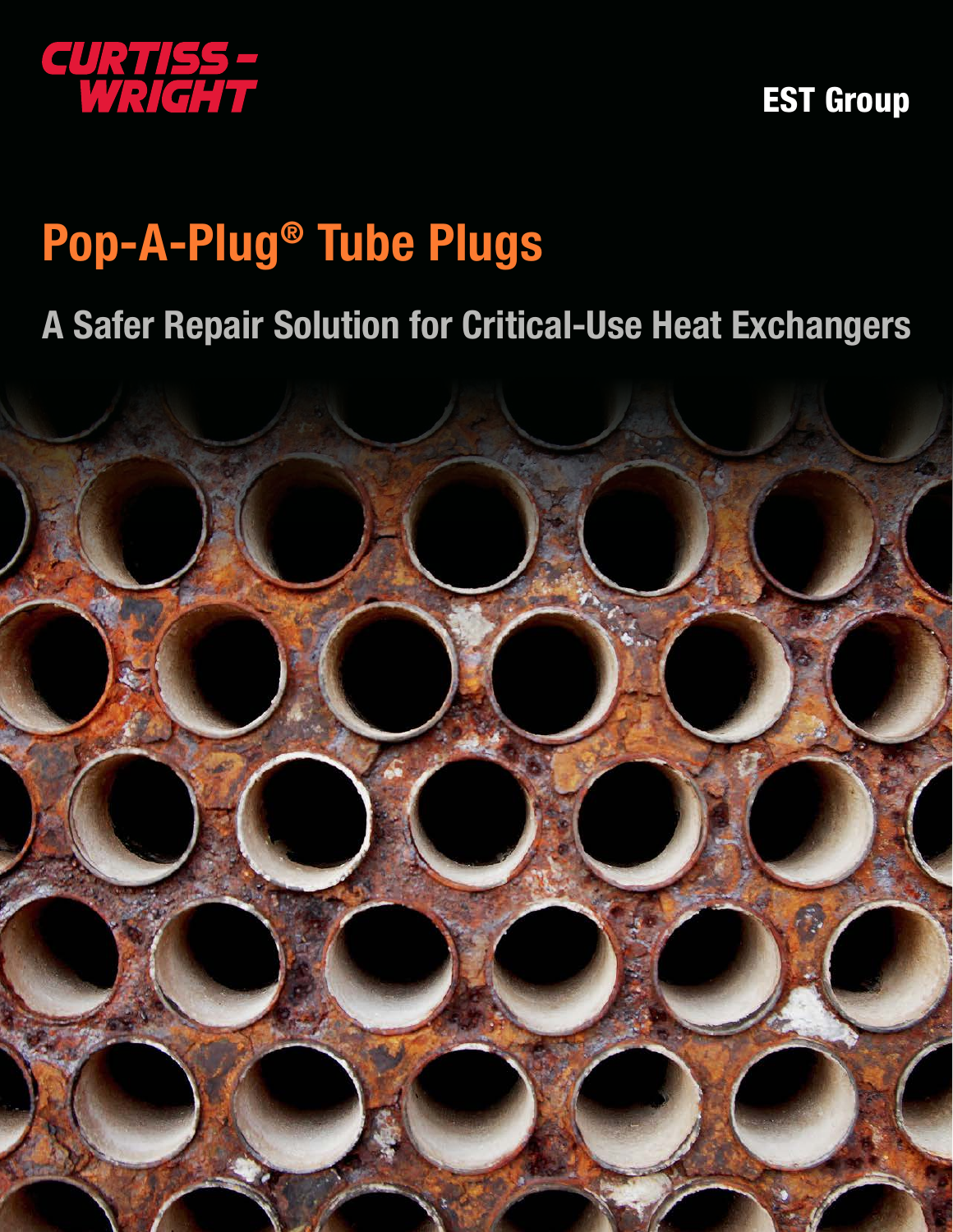CURTISS-WRIGHT

EST Group

# Pop-A-Plug® Tube Plugs

## A Safer Repair Solution for Critical-Use Heat Exchangers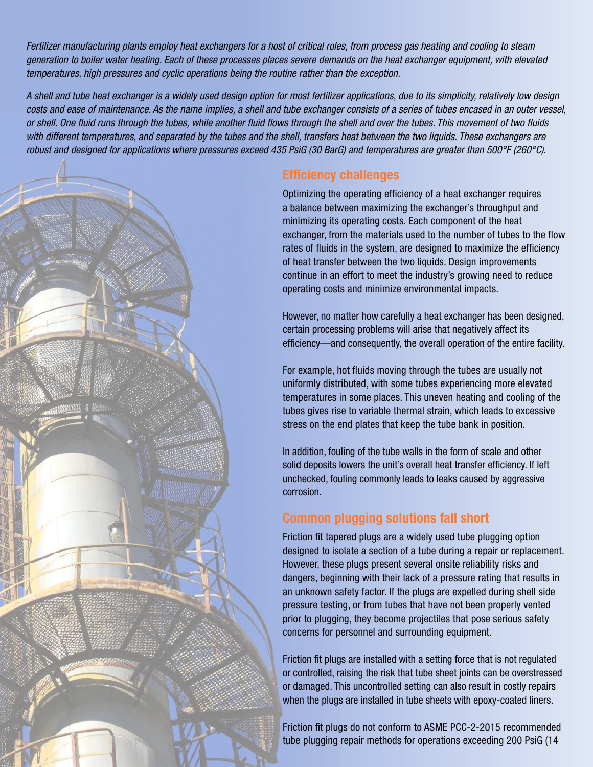*Fertilizer manufacturing plants employ heat exchangers for a host of critical roles, from process gas heating and cooling to steam generation to boiler water heating. Each of these processes places severe demands on the heat exchanger equipment, with elevated temperatures, high pressures and cyclic operations being the routine rather than the exception.*

*A shell and tube heat exchanger is a widely used design option for most fertilizer applications, due to its simplicity, relatively low design costs and ease of maintenance. As the name implies, a shell and tube exchanger consists of a series of tubes encased in an outer vessel, or shell. One fluid runs through the tubes, while another fluid flows through the shell and over the tubes. This movement of two fluids with different temperatures, and separated by the tubes and the shell, transfers heat between the two liquids. These exchangers are robust and designed for applications where pressures exceed 435 PsiG (30 BarG) and temperatures are greater than 500°F (260°C).*

## Efficiency challenges

Optimizing the operating efficiency of a heat exchanger requires a balance between maximizing the exchanger's throughput and minimizing its operating costs. Each component of the heat exchanger, from the materials used to the number of tubes to the flow rates of fluids in the system, are designed to maximize the efficiency of heat transfer between the two liquids. Design improvements continue in an effort to meet the industry's growing need to reduce operating costs and minimize environmental impacts.

However, no matter how carefully a heat exchanger has been designed, certain processing problems will arise that negatively affect its efficiency—and consequently, the overall operation of the entire facility.

For example, hot fluids moving through the tubes are usually not uniformly distributed, with some tubes experiencing more elevated temperatures in some places. This uneven heating and cooling of the tubes gives rise to variable thermal strain, which leads to excessive stress on the end plates that keep the tube bank in position.

In addition, fouling of the tube walls in the form of scale and other solid deposits lowers the unit's overall heat transfer efficiency. If left unchecked, fouling commonly leads to leaks caused by aggressive corrosion.

## Common plugging solutions fall short

Friction fit tapered plugs are a widely used tube plugging option designed to isolate a section of a tube during a repair or replacement. However, these plugs present several onsite reliability risks and dangers, beginning with their lack of a pressure rating that results in an unknown safety factor. If the plugs are expelled during shell side pressure testing, or from tubes that have not been properly vented prior to plugging, they become projectiles that pose serious safety concerns for personnel and surrounding equipment.

Friction fit plugs are installed with a setting force that is not regulated or controlled, raising the risk that tube sheet joints can be overstressed or damaged. This uncontrolled setting can also result in costly repairs when the plugs are installed in tube sheets with epoxy-coated liners.

Friction fit plugs do not conform to ASME PCC-2-2015 recommended tube plugging repair methods for operations exceeding 200 PsiG (14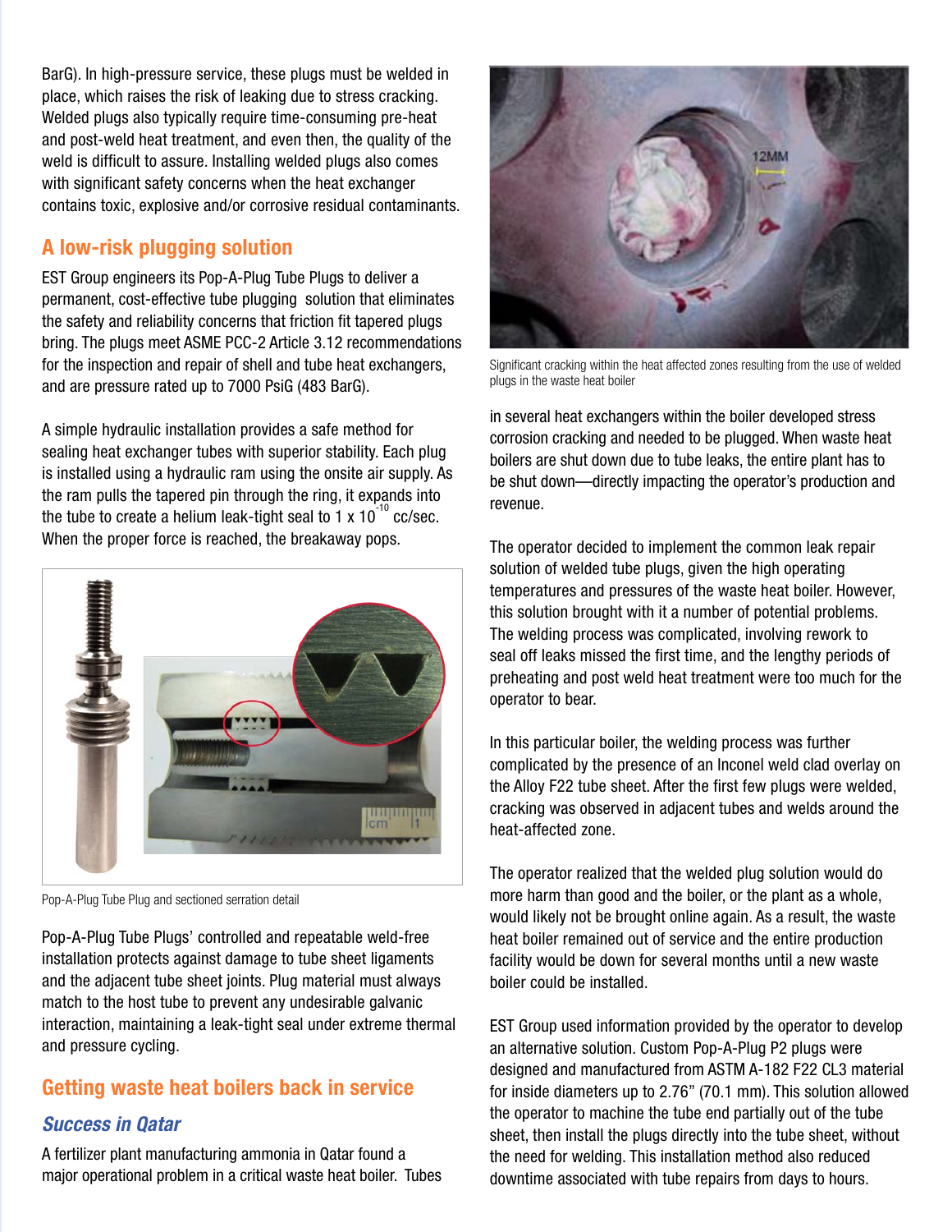BarG). In high-pressure service, these plugs must be welded in place, which raises the risk of leaking due to stress cracking. Welded plugs also typically require time-consuming pre-heat and post-weld heat treatment, and even then, the quality of the weld is difficult to assure. Installing welded plugs also comes with significant safety concerns when the heat exchanger contains toxic, explosive and/or corrosive residual contaminants.

## A low-risk plugging solution

EST Group engineers its Pop-A-Plug Tube Plugs to deliver a permanent, cost-effective tube plugging solution that eliminates the safety and reliability concerns that friction fit tapered plugs bring. The plugs meet ASME PCC-2 Article 3.12 recommendations for the inspection and repair of shell and tube heat exchangers, and are pressure rated up to 7000 PsiG (483 BarG).

A simple hydraulic installation provides a safe method for sealing heat exchanger tubes with superior stability. Each plug is installed using a hydraulic ram using the onsite air supply. As the ram pulls the tapered pin through the ring, it expands into the tube to create a helium leak-tight seal to $1 \times 10^{-10}$ cc/sec. When the proper force is reached, the breakaway pops.

Pop-A-Plug Tube Plug and sectioned serration detail

Pop-A-Plug Tube Plugs' controlled and repeatable weld-free installation protects against damage to tube sheet ligaments and the adjacent tube sheet joints. Plug material must always match to the host tube to prevent any undesirable galvanic interaction, maintaining a leak-tight seal under extreme thermal and pressure cycling.

## Getting waste heat boilers back in service

### *Success in Qatar*

A fertilizer plant manufacturing ammonia in Qatar found a major operational problem in a critical waste heat boiler. Tubes in several heat exchangers within the boiler developed stress corrosion cracking and needed to be plugged. When waste heat boilers are shut down due to tube leaks, the entire plant has to be shut down—directly impacting the operator's production and revenue.

Significant cracking within the heat affected zones resulting from the use of welded plugs in the waste heat boiler

The operator decided to implement the common leak repair solution of welded tube plugs, given the high operating temperatures and pressures of the waste heat boiler. However, this solution brought with it a number of potential problems. The welding process was complicated, involving rework to seal off leaks missed the first time, and the lengthy periods of preheating and post weld heat treatment were too much for the operator to bear.

In this particular boiler, the welding process was further complicated by the presence of an Inconel weld clad overlay on the Alloy F22 tube sheet. After the first few plugs were welded, cracking was observed in adjacent tubes and welds around the heat-affected zone.

The operator realized that the welded plug solution would do more harm than good and the boiler, or the plant as a whole, would likely not be brought online again. As a result, the waste heat boiler remained out of service and the entire production facility would be down for several months until a new waste boiler could be installed.

EST Group used information provided by the operator to develop an alternative solution. Custom Pop-A-Plug P2 plugs were designed and manufactured from ASTM A-182 F22 CL3 material for inside diameters up to 2.76" (70.1 mm). This solution allowed the operator to machine the tube end partially out of the tube sheet, then install the plugs directly into the tube sheet, without the need for welding. This installation method also reduced downtime associated with tube repairs from days to hours.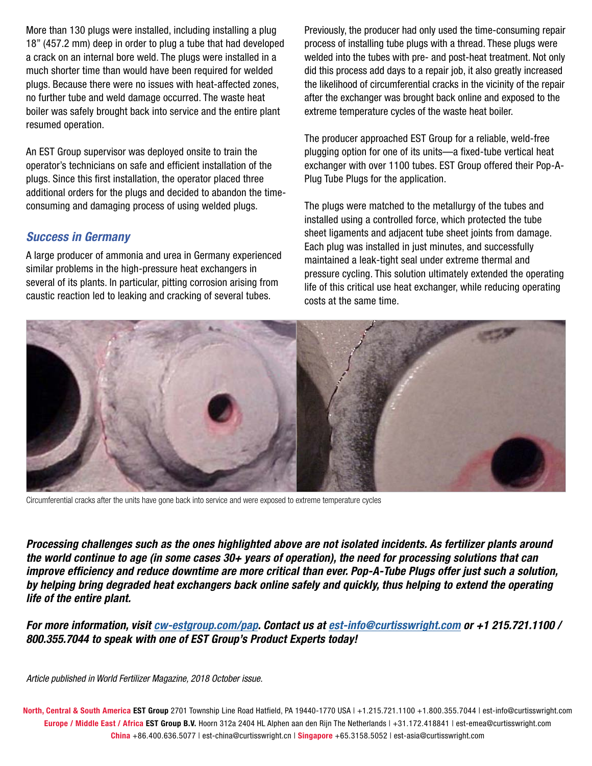More than 130 plugs were installed, including installing a plug 18" (457.2 mm) deep in order to plug a tube that had developed a crack on an internal bore weld. The plugs were installed in a much shorter time than would have been required for welded plugs. Because there were no issues with heat-affected zones, no further tube and weld damage occurred. The waste heat boiler was safely brought back into service and the entire plant resumed operation.

An EST Group supervisor was deployed onsite to train the operator's technicians on safe and efficient installation of the plugs. Since this first installation, the operator placed three additional orders for the plugs and decided to abandon the time-consuming and damaging process of using welded plugs.

## *Success in Germany*

A large producer of ammonia and urea in Germany experienced similar problems in the high-pressure heat exchangers in several of its plants. In particular, pitting corrosion arising from caustic reaction led to leaking and cracking of several tubes.

Previously, the producer had only used the time-consuming repair process of installing tube plugs with a thread. These plugs were welded into the tubes with pre- and post-heat treatment. Not only did this process add days to a repair job, it also greatly increased the likelihood of circumferential cracks in the vicinity of the repair after the exchanger was brought back online and exposed to the extreme temperature cycles of the waste heat boiler.

The producer approached EST Group for a reliable, weld-free plugging option for one of its units—a fixed-tube vertical heat exchanger with over 1100 tubes. EST Group offered their Pop-A-Plug Tube Plugs for the application.

The plugs were matched to the metallurgy of the tubes and installed using a controlled force, which protected the tube sheet ligaments and adjacent tube sheet joints from damage. Each plug was installed in just minutes, and successfully maintained a leak-tight seal under extreme thermal and pressure cycling. This solution ultimately extended the operating life of this critical use heat exchanger, while reducing operating costs at the same time.

Circumferential cracks after the units have gone back into service and were exposed to extreme temperature cycles

***Processing challenges such as the ones highlighted above are not isolated incidents. As fertilizer plants around the world continue to age (in some cases 30+ years of operation), the need for processing solutions that can improve efficiency and reduce downtime are more critical than ever. Pop-A-Tube Plugs offer just such a solution, by helping bring degraded heat exchangers back online safely and quickly, thus helping to extend the operating life of the entire plant.***

***For more information, visit cw-estgroup.com/pap. Contact us at est-info@curtisswright.com or +1 215.721.1100 / 800.355.7044 to speak with one of EST Group's Product Experts today!***

*Article published in World Fertilizer Magazine, 2018 October issue.*

**North, Central & South America** **EST Group** 2701 Township Line Road Hatfield, PA 19440-1770 USA | +1.215.721.1100 +1.800.355.7044 | est-info@curtisswright.com
**Europe / Middle East / Africa** **EST Group B.V.** Hoorn 312a 2404 HL Alphen aan den Rijn The Netherlands | +31.172.418841 | est-emea@curtisswright.com
**China** +86.400.636.5077 | est-china@curtisswright.cn | **Singapore** +65.3158.5052 | est-asia@curtisswright.com